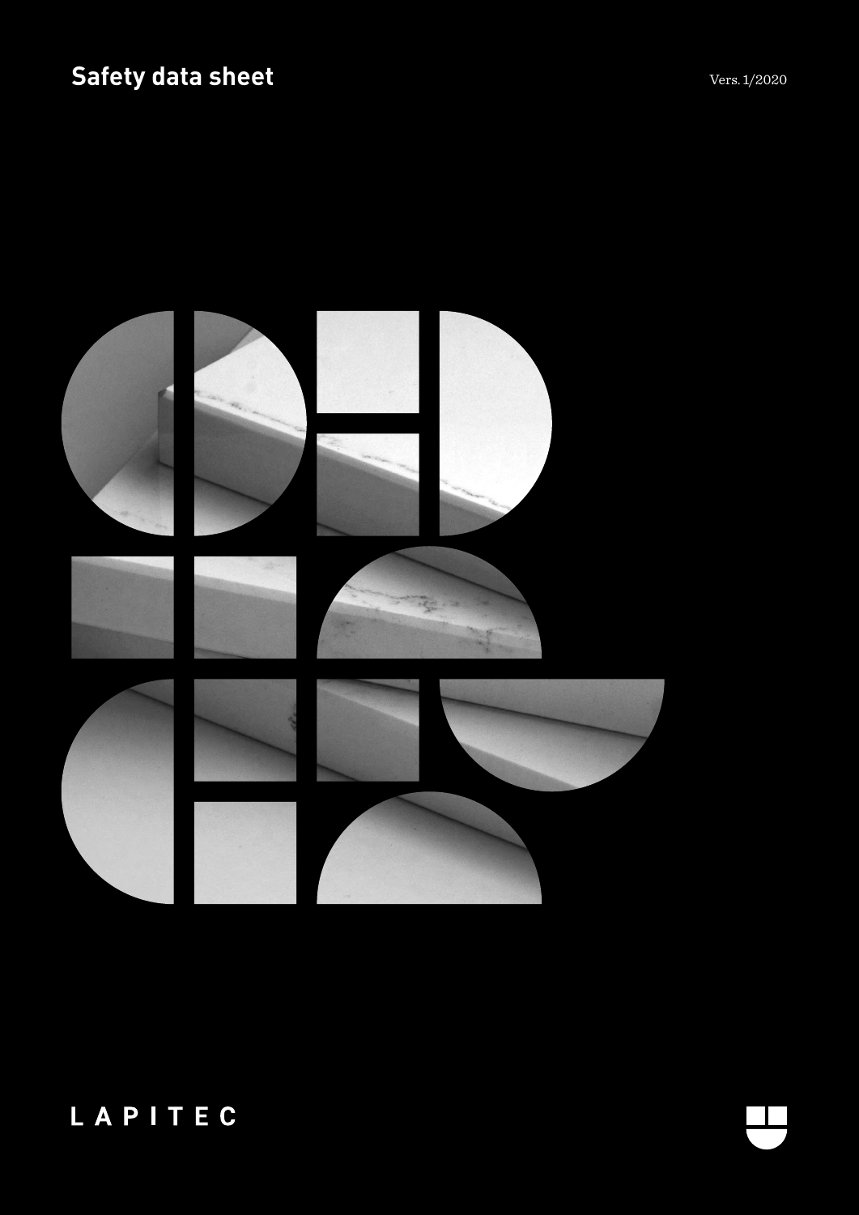# Safety data sheet

Vers. 1/2020

LAPITEC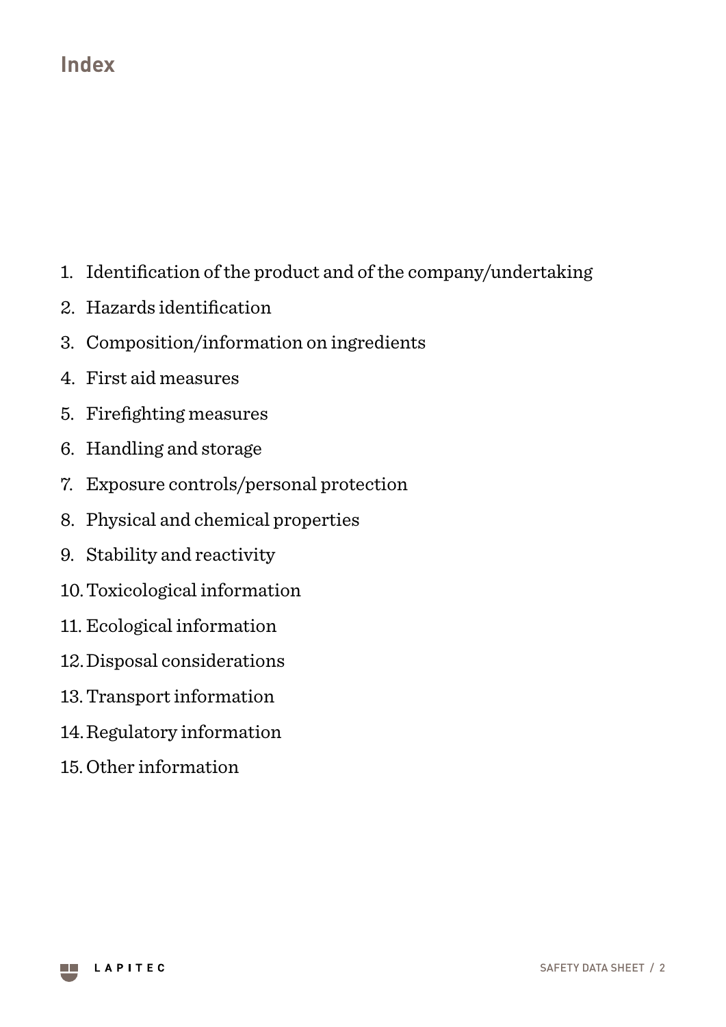## Index

1. Identification of the product and of the company/undertaking
2. Hazards identification
3. Composition/information on ingredients
4. First aid measures
5. Firefighting measures
6. Handling and storage
7. Exposure controls/personal protection
8. Physical and chemical properties
9. Stability and reactivity
10. Toxicological information
11. Ecological information
12. Disposal considerations
13. Transport information
14. Regulatory information
15. Other information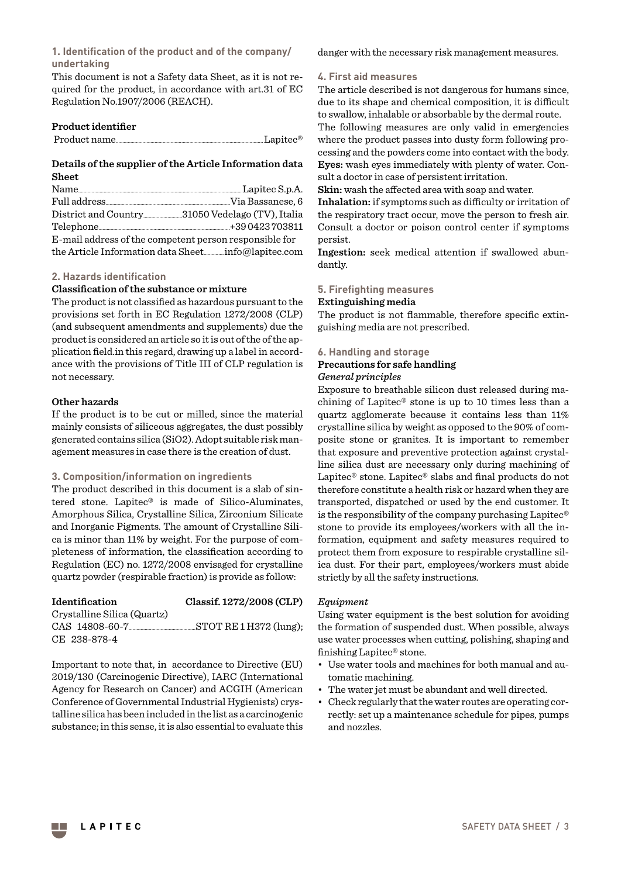## 1. Identification of the product and of the company/undertaking

This document is not a Safety data Sheet, as it is not required for the product, in accordance with art.31 of EC Regulation No.1907/2006 (REACH).

**Product identifier**

Product name........Lapitec®

**Details of the supplier of the Article Information data Sheet**

Name........Lapitec S.p.A.
Full address........Via Bassanese, 6
District and Country........31050 Vedelago (TV), Italia
Telephone........+39 0423 703811
E-mail address of the competent person responsible for the Article Information data Sheet........info@lapitec.com

## 2. Hazards identification

**Classification of the substance or mixture**

The product is not classified as hazardous pursuant to the provisions set forth in EC Regulation 1272/2008 (CLP) (and subsequent amendments and supplements) due the product is considered an article so it is out of the of the application field.in this regard, drawing up a label in accordance with the provisions of Title III of CLP regulation is not necessary.

**Other hazards**

If the product is to be cut or milled, since the material mainly consists of siliceous aggregates, the dust possibly generated contains silica (SiO2). Adopt suitable risk management measures in case there is the creation of dust.

## 3. Composition/information on ingredients

The product described in this document is a slab of sintered stone. Lapitec® is made of Silico-Aluminates, Amorphous Silica, Crystalline Silica, Zirconium Silicate and Inorganic Pigments. The amount of Crystalline Silica is minor than 11% by weight. For the purpose of completeness of information, the classification according to Regulation (EC) no. 1272/2008 envisaged for crystalline quartz powder (respirable fraction) is provide as follow:

| Identification | Classif. 1272/2008 (CLP) |
| --- | --- |
| Crystalline Silica (Quartz) CAS 14808-60-7 CE 238-878-4 | STOT RE 1 H372 (lung); |

Important to note that, in accordance to Directive (EU) 2019/130 (Carcinogenic Directive), IARC (International Agency for Research on Cancer) and ACGIH (American Conference of Governmental Industrial Hygienists) crystalline silica has been included in the list as a carcinogenic substance; in this sense, it is also essential to evaluate this danger with the necessary risk management measures.

## 4. First aid measures

The article described is not dangerous for humans since, due to its shape and chemical composition, it is difficult to swallow, inhalable or absorbable by the dermal route.

The following measures are only valid in emergencies where the product passes into dusty form following processing and the powders come into contact with the body.

**Eyes:** wash eyes immediately with plenty of water. Consult a doctor in case of persistent irritation.

**Skin:** wash the affected area with soap and water.

**Inhalation:** if symptoms such as difficulty or irritation of the respiratory tract occur, move the person to fresh air. Consult a doctor or poison control center if symptoms persist.

**Ingestion:** seek medical attention if swallowed abundantly.

## 5. Firefighting measures

**Extinguishing media**

The product is not flammable, therefore specific extinguishing media are not prescribed.

## 6. Handling and storage

**Precautions for safe handling**

*General principles*

Exposure to breathable silicon dust released during machining of Lapitec® stone is up to 10 times less than a quartz agglomerate because it contains less than 11% crystalline silica by weight as opposed to the 90% of composite stone or granites. It is important to remember that exposure and preventive protection against crystalline silica dust are necessary only during machining of Lapitec® stone. Lapitec® slabs and final products do not therefore constitute a health risk or hazard when they are transported, dispatched or used by the end customer. It is the responsibility of the company purchasing Lapitec® stone to provide its employees/workers with all the information, equipment and safety measures required to protect them from exposure to respirable crystalline silica dust. For their part, employees/workers must abide strictly by all the safety instructions.

*Equipment*

Using water equipment is the best solution for avoiding the formation of suspended dust. When possible, always use water processes when cutting, polishing, shaping and finishing Lapitec® stone.

- Use water tools and machines for both manual and automatic machining.
- The water jet must be abundant and well directed.
- Check regularly that the water routes are operating correctly: set up a maintenance schedule for pipes, pumps and nozzles.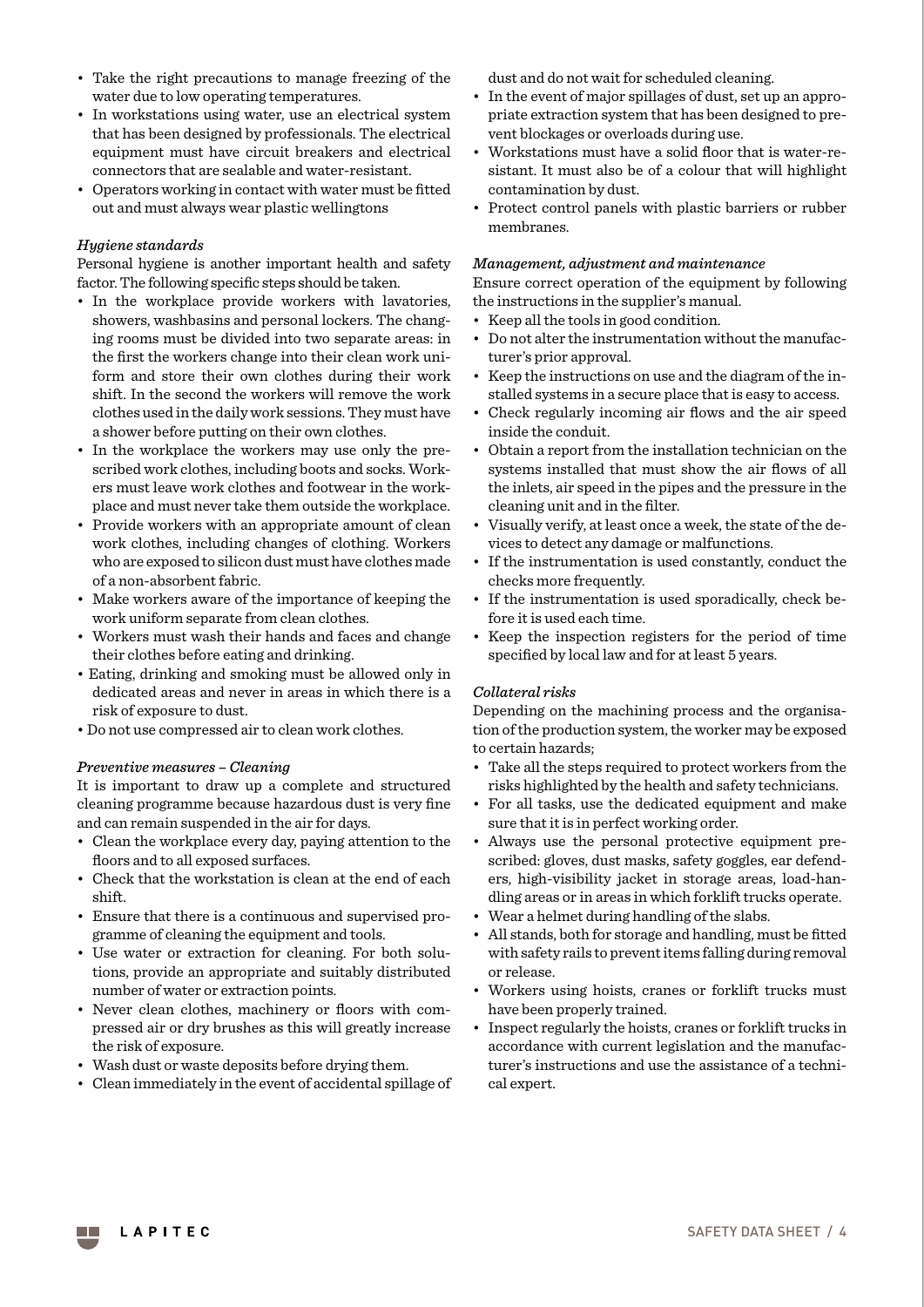- Take the right precautions to manage freezing of the water due to low operating temperatures.
- In workstations using water, use an electrical system that has been designed by professionals. The electrical equipment must have circuit breakers and electrical connectors that are sealable and water-resistant.
- Operators working in contact with water must be fitted out and must always wear plastic wellingtons

*Hygiene standards*

Personal hygiene is another important health and safety factor. The following specific steps should be taken.

- In the workplace provide workers with lavatories, showers, washbasins and personal lockers. The changing rooms must be divided into two separate areas: in the first the workers change into their clean work uniform and store their own clothes during their work shift. In the second the workers will remove the work clothes used in the daily work sessions. They must have a shower before putting on their own clothes.
- In the workplace the workers may use only the prescribed work clothes, including boots and socks. Workers must leave work clothes and footwear in the workplace and must never take them outside the workplace.
- Provide workers with an appropriate amount of clean work clothes, including changes of clothing. Workers who are exposed to silicon dust must have clothes made of a non-absorbent fabric.
- Make workers aware of the importance of keeping the work uniform separate from clean clothes.
- Workers must wash their hands and faces and change their clothes before eating and drinking.
- Eating, drinking and smoking must be allowed only in dedicated areas and never in areas in which there is a risk of exposure to dust.
- Do not use compressed air to clean work clothes.

*Preventive measures – Cleaning*

It is important to draw up a complete and structured cleaning programme because hazardous dust is very fine and can remain suspended in the air for days.

- Clean the workplace every day, paying attention to the floors and to all exposed surfaces.
- Check that the workstation is clean at the end of each shift.
- Ensure that there is a continuous and supervised programme of cleaning the equipment and tools.
- Use water or extraction for cleaning. For both solutions, provide an appropriate and suitably distributed number of water or extraction points.
- Never clean clothes, machinery or floors with compressed air or dry brushes as this will greatly increase the risk of exposure.
- Wash dust or waste deposits before drying them.
- Clean immediately in the event of accidental spillage of dust and do not wait for scheduled cleaning.
- In the event of major spillages of dust, set up an appropriate extraction system that has been designed to prevent blockages or overloads during use.
- Workstations must have a solid floor that is water-resistant. It must also be of a colour that will highlight contamination by dust.
- Protect control panels with plastic barriers or rubber membranes.

*Management, adjustment and maintenance*

Ensure correct operation of the equipment by following the instructions in the supplier's manual.

- Keep all the tools in good condition.
- Do not alter the instrumentation without the manufacturer's prior approval.
- Keep the instructions on use and the diagram of the installed systems in a secure place that is easy to access.
- Check regularly incoming air flows and the air speed inside the conduit.
- Obtain a report from the installation technician on the systems installed that must show the air flows of all the inlets, air speed in the pipes and the pressure in the cleaning unit and in the filter.
- Visually verify, at least once a week, the state of the devices to detect any damage or malfunctions.
- If the instrumentation is used constantly, conduct the checks more frequently.
- If the instrumentation is used sporadically, check before it is used each time.
- Keep the inspection registers for the period of time specified by local law and for at least 5 years.

*Collateral risks*

Depending on the machining process and the organisation of the production system, the worker may be exposed to certain hazards;

- Take all the steps required to protect workers from the risks highlighted by the health and safety technicians.
- For all tasks, use the dedicated equipment and make sure that it is in perfect working order.
- Always use the personal protective equipment prescribed: gloves, dust masks, safety goggles, ear defenders, high-visibility jacket in storage areas, load-handling areas or in areas in which forklift trucks operate.
- Wear a helmet during handling of the slabs.
- All stands, both for storage and handling, must be fitted with safety rails to prevent items falling during removal or release.
- Workers using hoists, cranes or forklift trucks must have been properly trained.
- Inspect regularly the hoists, cranes or forklift trucks in accordance with current legislation and the manufacturer's instructions and use the assistance of a technical expert.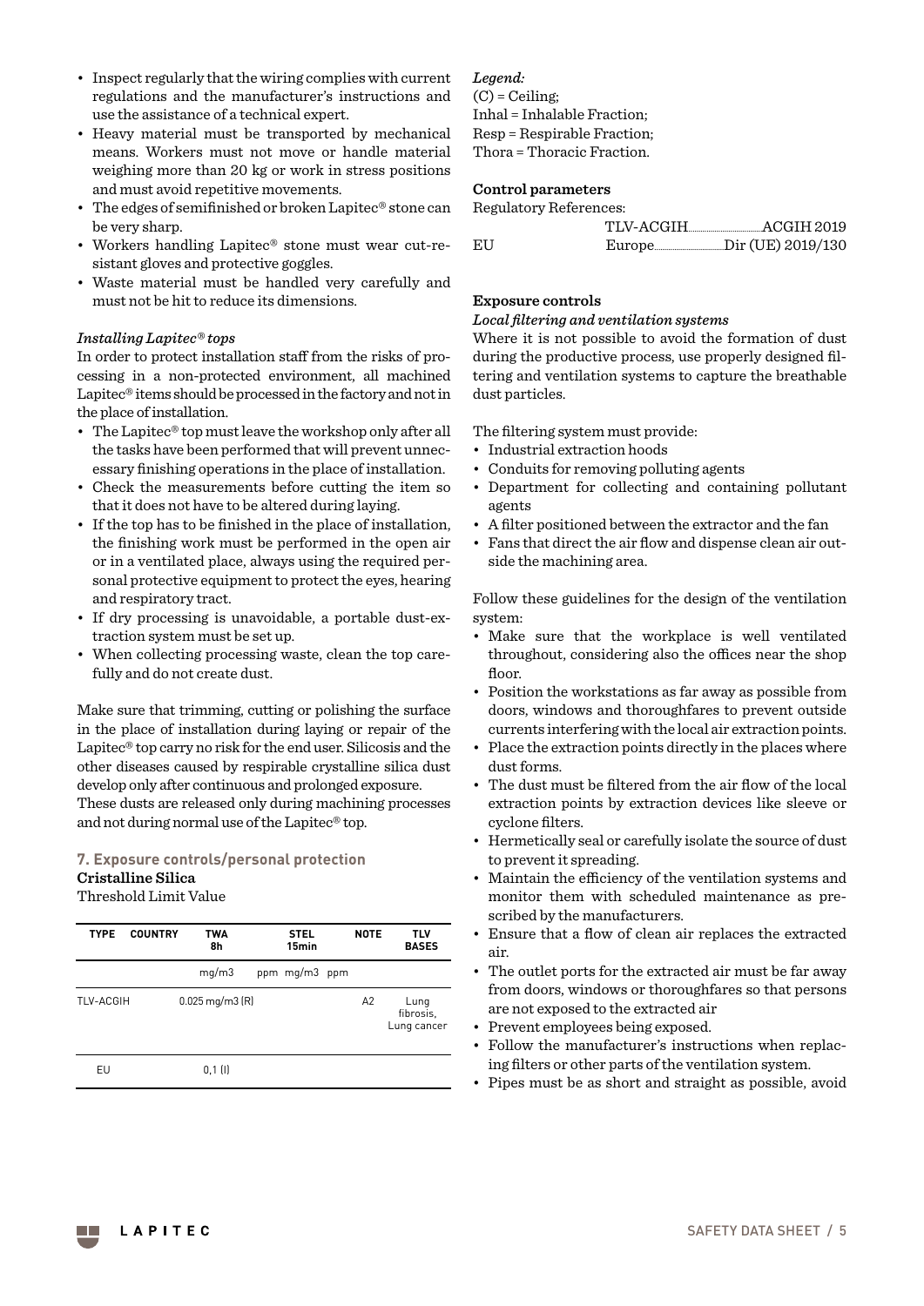- Inspect regularly that the wiring complies with current regulations and the manufacturer's instructions and use the assistance of a technical expert.
- Heavy material must be transported by mechanical means. Workers must not move or handle material weighing more than 20 kg or work in stress positions and must avoid repetitive movements.
- The edges of semifinished or broken Lapitec® stone can be very sharp.
- Workers handling Lapitec® stone must wear cut-resistant gloves and protective goggles.
- Waste material must be handled very carefully and must not be hit to reduce its dimensions.

*Installing Lapitec® tops*

In order to protect installation staff from the risks of processing in a non-protected environment, all machined Lapitec® items should be processed in the factory and not in the place of installation.

- The Lapitec® top must leave the workshop only after all the tasks have been performed that will prevent unnecessary finishing operations in the place of installation.
- Check the measurements before cutting the item so that it does not have to be altered during laying.
- If the top has to be finished in the place of installation, the finishing work must be performed in the open air or in a ventilated place, always using the required personal protective equipment to protect the eyes, hearing and respiratory tract.
- If dry processing is unavoidable, a portable dust-extraction system must be set up.
- When collecting processing waste, clean the top carefully and do not create dust.

Make sure that trimming, cutting or polishing the surface in the place of installation during laying or repair of the Lapitec® top carry no risk for the end user. Silicosis and the other diseases caused by respirable crystalline silica dust develop only after continuous and prolonged exposure.
These dusts are released only during machining processes and not during normal use of the Lapitec® top.

## 7. Exposure controls/personal protection

**Cristalline Silica**

Threshold Limit Value

| TYPE | COUNTRY | TWA 8h | | STEL 15min | | NOTE | TLV BASES |
|---|---|---|---|---|---|---|---|
| | | mg/m3 | ppm | mg/m3 | ppm | | |
| TLV-ACGIH | | 0.025 mg/m3 (R) | | | | A2 | Lung fibrosis, Lung cancer |
| EU | | 0,1 (I) | | | | | |

*Legend:*
(C) = Ceiling;
Inhal = Inhalable Fraction;
Resp = Respirable Fraction;
Thora = Thoracic Fraction.

**Control parameters**

Regulatory References:

| | | |
|---|---|---|
| | TLV-ACGIH | ACGIH 2019 |
| EU | Europe | Dir (UE) 2019/130 |

**Exposure controls**

*Local filtering and ventilation systems*

Where it is not possible to avoid the formation of dust during the productive process, use properly designed filtering and ventilation systems to capture the breathable dust particles.

The filtering system must provide:

- Industrial extraction hoods
- Conduits for removing polluting agents
- Department for collecting and containing pollutant agents
- A filter positioned between the extractor and the fan
- Fans that direct the air flow and dispense clean air outside the machining area.

Follow these guidelines for the design of the ventilation system:

- Make sure that the workplace is well ventilated throughout, considering also the offices near the shop floor.
- Position the workstations as far away as possible from doors, windows and thoroughfares to prevent outside currents interfering with the local air extraction points.
- Place the extraction points directly in the places where dust forms.
- The dust must be filtered from the air flow of the local extraction points by extraction devices like sleeve or cyclone filters.
- Hermetically seal or carefully isolate the source of dust to prevent it spreading.
- Maintain the efficiency of the ventilation systems and monitor them with scheduled maintenance as prescribed by the manufacturers.
- Ensure that a flow of clean air replaces the extracted air.
- The outlet ports for the extracted air must be far away from doors, windows or thoroughfares so that persons are not exposed to the extracted air
- Prevent employees being exposed.
- Follow the manufacturer's instructions when replacing filters or other parts of the ventilation system.
- Pipes must be as short and straight as possible, avoid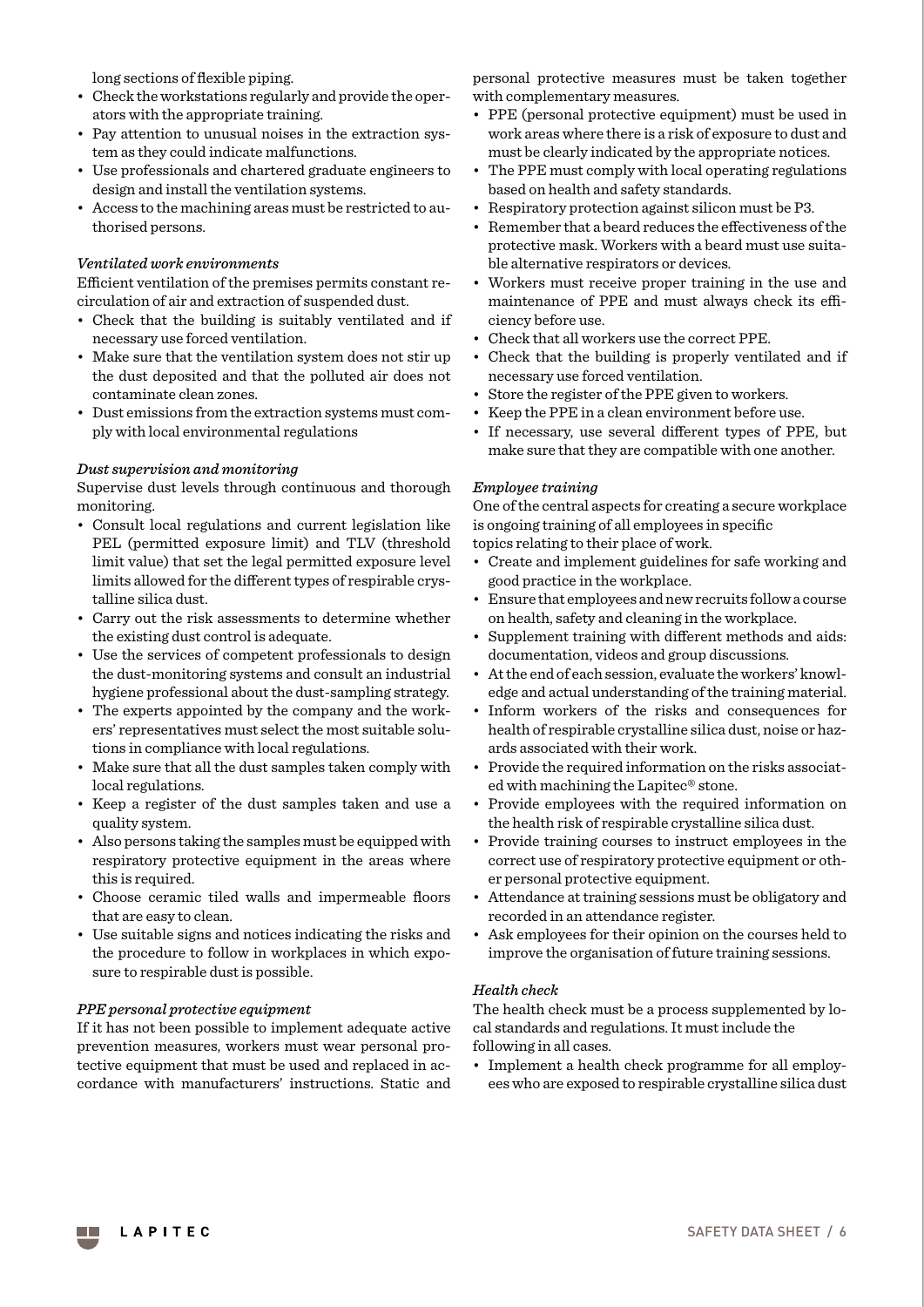long sections of flexible piping.

- Check the workstations regularly and provide the operators with the appropriate training.
- Pay attention to unusual noises in the extraction system as they could indicate malfunctions.
- Use professionals and chartered graduate engineers to design and install the ventilation systems.
- Access to the machining areas must be restricted to authorised persons.

*Ventilated work environments*

Efficient ventilation of the premises permits constant recirculation of air and extraction of suspended dust.

- Check that the building is suitably ventilated and if necessary use forced ventilation.
- Make sure that the ventilation system does not stir up the dust deposited and that the polluted air does not contaminate clean zones.
- Dust emissions from the extraction systems must comply with local environmental regulations

*Dust supervision and monitoring*

Supervise dust levels through continuous and thorough monitoring.

- Consult local regulations and current legislation like PEL (permitted exposure limit) and TLV (threshold limit value) that set the legal permitted exposure level limits allowed for the different types of respirable crystalline silica dust.
- Carry out the risk assessments to determine whether the existing dust control is adequate.
- Use the services of competent professionals to design the dust-monitoring systems and consult an industrial hygiene professional about the dust-sampling strategy.
- The experts appointed by the company and the workers' representatives must select the most suitable solutions in compliance with local regulations.
- Make sure that all the dust samples taken comply with local regulations.
- Keep a register of the dust samples taken and use a quality system.
- Also persons taking the samples must be equipped with respiratory protective equipment in the areas where this is required.
- Choose ceramic tiled walls and impermeable floors that are easy to clean.
- Use suitable signs and notices indicating the risks and the procedure to follow in workplaces in which exposure to respirable dust is possible.

*PPE personal protective equipment*

If it has not been possible to implement adequate active prevention measures, workers must wear personal protective equipment that must be used and replaced in accordance with manufacturers' instructions. Static and personal protective measures must be taken together with complementary measures.

- PPE (personal protective equipment) must be used in work areas where there is a risk of exposure to dust and must be clearly indicated by the appropriate notices.
- The PPE must comply with local operating regulations based on health and safety standards.
- Respiratory protection against silicon must be P3.
- Remember that a beard reduces the effectiveness of the protective mask. Workers with a beard must use suitable alternative respirators or devices.
- Workers must receive proper training in the use and maintenance of PPE and must always check its efficiency before use.
- Check that all workers use the correct PPE.
- Check that the building is properly ventilated and if necessary use forced ventilation.
- Store the register of the PPE given to workers.
- Keep the PPE in a clean environment before use.
- If necessary, use several different types of PPE, but make sure that they are compatible with one another.

*Employee training*

One of the central aspects for creating a secure workplace is ongoing training of all employees in specific topics relating to their place of work.

- Create and implement guidelines for safe working and good practice in the workplace.
- Ensure that employees and new recruits follow a course on health, safety and cleaning in the workplace.
- Supplement training with different methods and aids: documentation, videos and group discussions.
- At the end of each session, evaluate the workers' knowledge and actual understanding of the training material.
- Inform workers of the risks and consequences for health of respirable crystalline silica dust, noise or hazards associated with their work.
- Provide the required information on the risks associated with machining the Lapitec® stone.
- Provide employees with the required information on the health risk of respirable crystalline silica dust.
- Provide training courses to instruct employees in the correct use of respiratory protective equipment or other personal protective equipment.
- Attendance at training sessions must be obligatory and recorded in an attendance register.
- Ask employees for their opinion on the courses held to improve the organisation of future training sessions.

*Health check*

The health check must be a process supplemented by local standards and regulations. It must include the following in all cases.

- Implement a health check programme for all employees who are exposed to respirable crystalline silica dust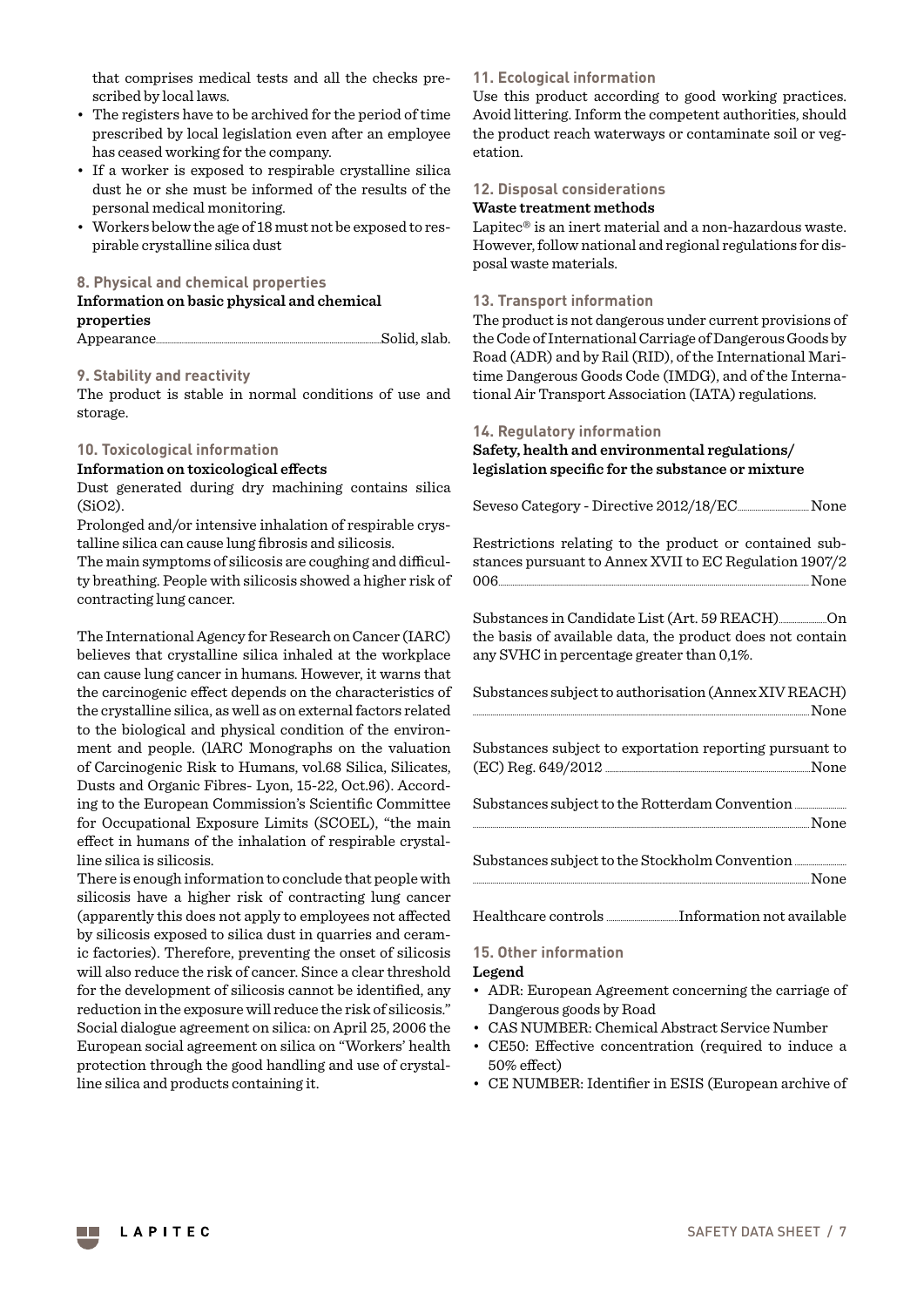that comprises medical tests and all the checks prescribed by local laws.

- The registers have to be archived for the period of time prescribed by local legislation even after an employee has ceased working for the company.
- If a worker is exposed to respirable crystalline silica dust he or she must be informed of the results of the personal medical monitoring.
- Workers below the age of 18 must not be exposed to respirable crystalline silica dust

## 8. Physical and chemical properties

**Information on basic physical and chemical properties**

Appearance........................................Solid, slab.

## 9. Stability and reactivity

The product is stable in normal conditions of use and storage.

## 10. Toxicological information

**Information on toxicological effects**

Dust generated during dry machining contains silica ($SiO_2$).

Prolonged and/or intensive inhalation of respirable crystalline silica can cause lung fibrosis and silicosis.

The main symptoms of silicosis are coughing and difficulty breathing. People with silicosis showed a higher risk of contracting lung cancer.

The International Agency for Research on Cancer (IARC) believes that crystalline silica inhaled at the workplace can cause lung cancer in humans. However, it warns that the carcinogenic effect depends on the characteristics of the crystalline silica, as well as on external factors related to the biological and physical condition of the environment and people. (lARC Monographs on the valuation of Carcinogenic Risk to Humans, vol.68 Silica, Silicates, Dusts and Organic Fibres- Lyon, 15-22, Oct.96). According to the European Commission's Scientific Committee for Occupational Exposure Limits (SCOEL), "the main effect in humans of the inhalation of respirable crystalline silica is silicosis.

There is enough information to conclude that people with silicosis have a higher risk of contracting lung cancer (apparently this does not apply to employees not affected by silicosis exposed to silica dust in quarries and ceramic factories). Therefore, preventing the onset of silicosis will also reduce the risk of cancer. Since a clear threshold for the development of silicosis cannot be identified, any reduction in the exposure will reduce the risk of silicosis." Social dialogue agreement on silica: on April 25, 2006 the European social agreement on silica on "Workers' health protection through the good handling and use of crystalline silica and products containing it.

## 11. Ecological information

Use this product according to good working practices. Avoid littering. Inform the competent authorities, should the product reach waterways or contaminate soil or vegetation.

## 12. Disposal considerations

**Waste treatment methods**

Lapitec® is an inert material and a non-hazardous waste. However, follow national and regional regulations for disposal waste materials.

## 13. Transport information

The product is not dangerous under current provisions of the Code of International Carriage of Dangerous Goods by Road (ADR) and by Rail (RID), of the International Maritime Dangerous Goods Code (IMDG), and of the International Air Transport Association (IATA) regulations.

## 14. Regulatory information

**Safety, health and environmental regulations/ legislation specific for the substance or mixture**

Seveso Category - Directive 2012/18/EC........................None

Restrictions relating to the product or contained substances pursuant to Annex XVII to EC Regulation 1907/2006........................None

Substances in Candidate List (Art. 59 REACH)..........On the basis of available data, the product does not contain any SVHC in percentage greater than 0,1%.

Substances subject to authorisation (Annex XIV REACH)........................None

Substances subject to exportation reporting pursuant to (EC) Reg. 649/2012........................None

Substances subject to the Rotterdam Convention........................None

Substances subject to the Stockholm Convention........................None

Healthcare controls........................Information not available

## 15. Other information

**Legend**

- ADR: European Agreement concerning the carriage of Dangerous goods by Road
- CAS NUMBER: Chemical Abstract Service Number
- CE50: Effective concentration (required to induce a 50% effect)
- CE NUMBER: Identifier in ESIS (European archive of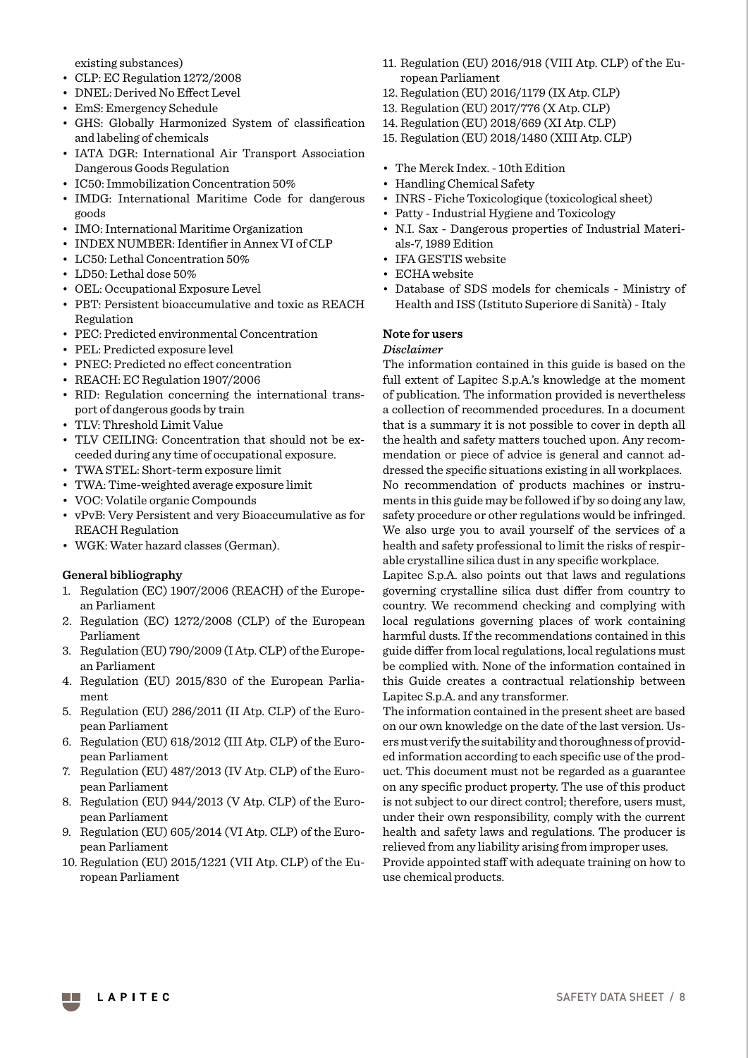existing substances)

- CLP: EC Regulation 1272/2008
- DNEL: Derived No Effect Level
- EmS: Emergency Schedule
- GHS: Globally Harmonized System of classification and labeling of chemicals
- IATA DGR: International Air Transport Association Dangerous Goods Regulation
- IC50: Immobilization Concentration 50%
- IMDG: International Maritime Code for dangerous goods
- IMO: International Maritime Organization
- INDEX NUMBER: Identifier in Annex VI of CLP
- LC50: Lethal Concentration 50%
- LD50: Lethal dose 50%
- OEL: Occupational Exposure Level
- PBT: Persistent bioaccumulative and toxic as REACH Regulation
- PEC: Predicted environmental Concentration
- PEL: Predicted exposure level
- PNEC: Predicted no effect concentration
- REACH: EC Regulation 1907/2006
- RID: Regulation concerning the international transport of dangerous goods by train
- TLV: Threshold Limit Value
- TLV CEILING: Concentration that should not be exceeded during any time of occupational exposure.
- TWA STEL: Short-term exposure limit
- TWA: Time-weighted average exposure limit
- VOC: Volatile organic Compounds
- vPvB: Very Persistent and very Bioaccumulative as for REACH Regulation
- WGK: Water hazard classes (German).

**General bibliography**

1. Regulation (EC) 1907/2006 (REACH) of the European Parliament
2. Regulation (EC) 1272/2008 (CLP) of the European Parliament
3. Regulation (EU) 790/2009 (I Atp. CLP) of the European Parliament
4. Regulation (EU) 2015/830 of the European Parliament
5. Regulation (EU) 286/2011 (II Atp. CLP) of the European Parliament
6. Regulation (EU) 618/2012 (III Atp. CLP) of the European Parliament
7. Regulation (EU) 487/2013 (IV Atp. CLP) of the European Parliament
8. Regulation (EU) 944/2013 (V Atp. CLP) of the European Parliament
9. Regulation (EU) 605/2014 (VI Atp. CLP) of the European Parliament
10. Regulation (EU) 2015/1221 (VII Atp. CLP) of the European Parliament
11. Regulation (EU) 2016/918 (VIII Atp. CLP) of the European Parliament
12. Regulation (EU) 2016/1179 (IX Atp. CLP)
13. Regulation (EU) 2017/776 (X Atp. CLP)
14. Regulation (EU) 2018/669 (XI Atp. CLP)
15. Regulation (EU) 2018/1480 (XIII Atp. CLP)

- The Merck Index. - 10th Edition
- Handling Chemical Safety
- INRS - Fiche Toxicologique (toxicological sheet)
- Patty - Industrial Hygiene and Toxicology
- N.I. Sax - Dangerous properties of Industrial Materials-7, 1989 Edition
- IFA GESTIS website
- ECHA website
- Database of SDS models for chemicals - Ministry of Health and ISS (Istituto Superiore di Sanità) - Italy

**Note for users**

***Disclaimer***

The information contained in this guide is based on the full extent of Lapitec S.p.A.'s knowledge at the moment of publication. The information provided is nevertheless a collection of recommended procedures. In a document that is a summary it is not possible to cover in depth all the health and safety matters touched upon. Any recommendation or piece of advice is general and cannot addressed the specific situations existing in all workplaces.
No recommendation of products machines or instruments in this guide may be followed if by so doing any law, safety procedure or other regulations would be infringed. We also urge you to avail yourself of the services of a health and safety professional to limit the risks of respirable crystalline silica dust in any specific workplace.
Lapitec S.p.A. also points out that laws and regulations governing crystalline silica dust differ from country to country. We recommend checking and complying with local regulations governing places of work containing harmful dusts. If the recommendations contained in this guide differ from local regulations, local regulations must be complied with. None of the information contained in this Guide creates a contractual relationship between Lapitec S.p.A. and any transformer.
The information contained in the present sheet are based on our own knowledge on the date of the last version. Users must verify the suitability and thoroughness of provided information according to each specific use of the product. This document must not be regarded as a guarantee on any specific product property. The use of this product is not subject to our direct control; therefore, users must, under their own responsibility, comply with the current health and safety laws and regulations. The producer is relieved from any liability arising from improper uses.
Provide appointed staff with adequate training on how to use chemical products.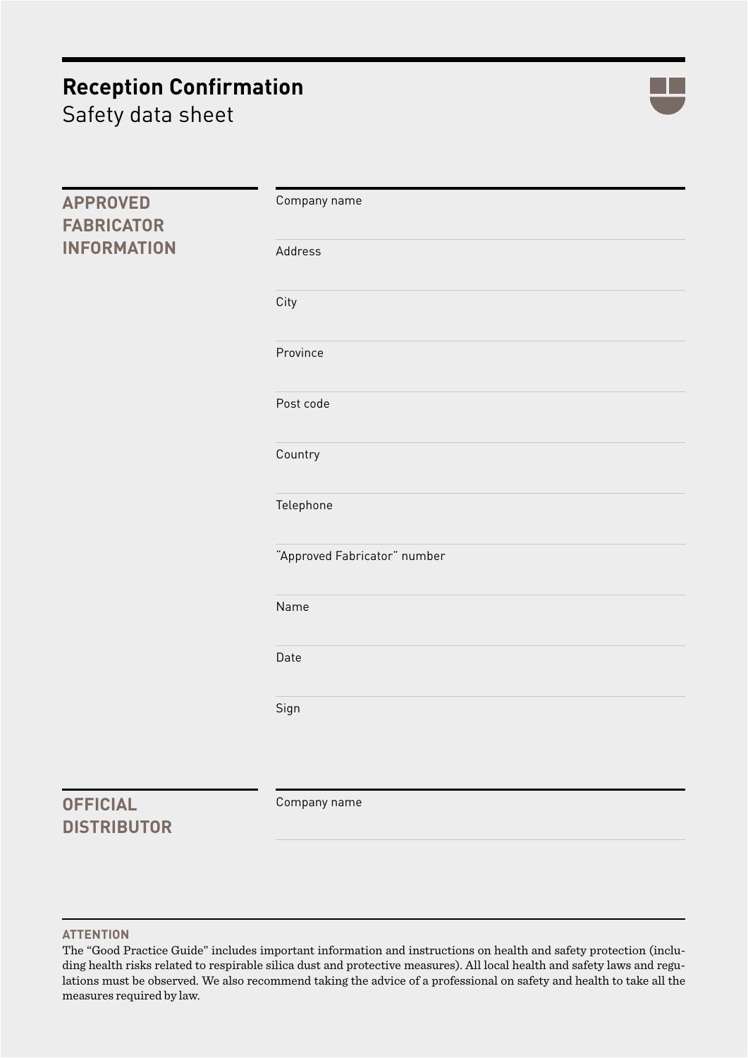# Reception Confirmation

Safety data sheet

## APPROVED FABRICATOR INFORMATION

Company name

Address

City

Province

Post code

Country

Telephone

“Approved Fabricator” number

Name

Date

Sign

## OFFICIAL DISTRIBUTOR

Company name

**ATTENTION**

The “Good Practice Guide” includes important information and instructions on health and safety protection (including health risks related to respirable silica dust and protective measures). All local health and safety laws and regulations must be observed. We also recommend taking the advice of a professional on safety and health to take all the measures required by law.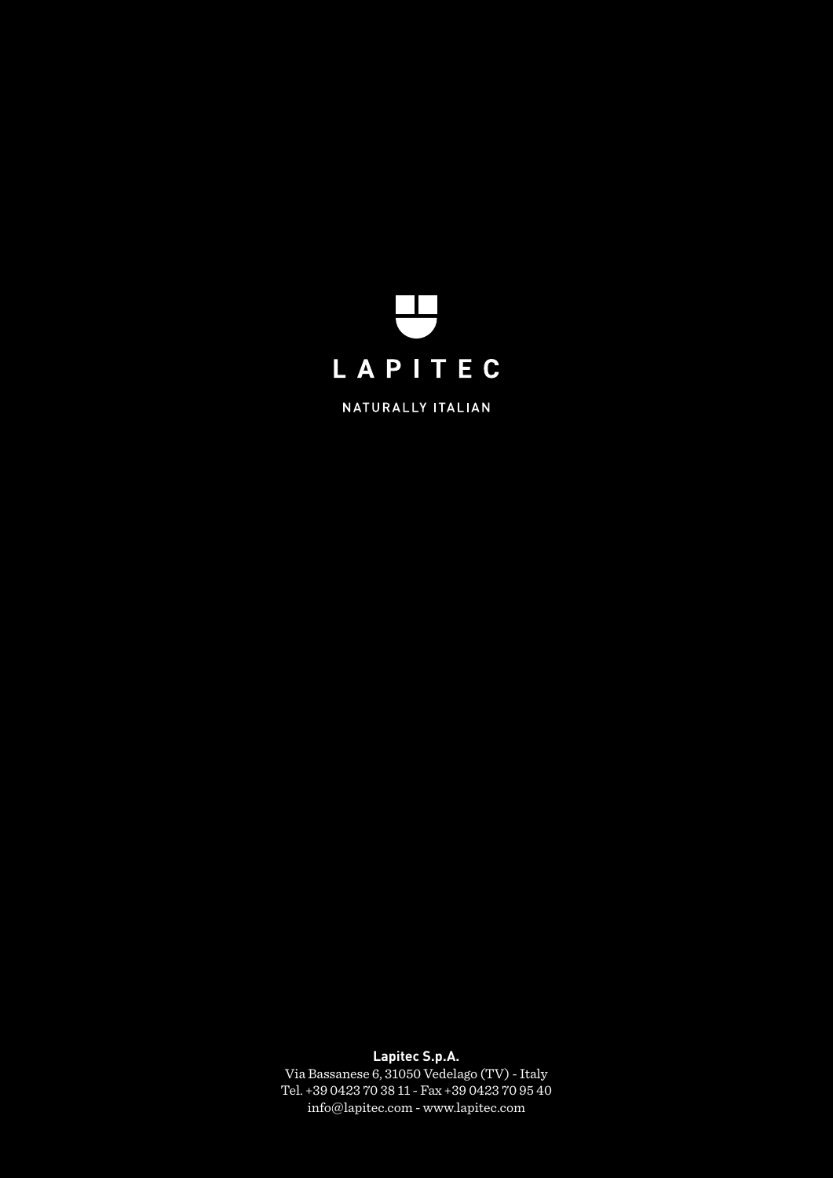LAPITEC

NATURALLY ITALIAN

**Lapitec S.p.A.**
Via Bassanese 6, 31050 Vedelago (TV) - Italy
Tel. +39 0423 70 38 11 - Fax +39 0423 70 95 40
info@lapitec.com - www.lapitec.com